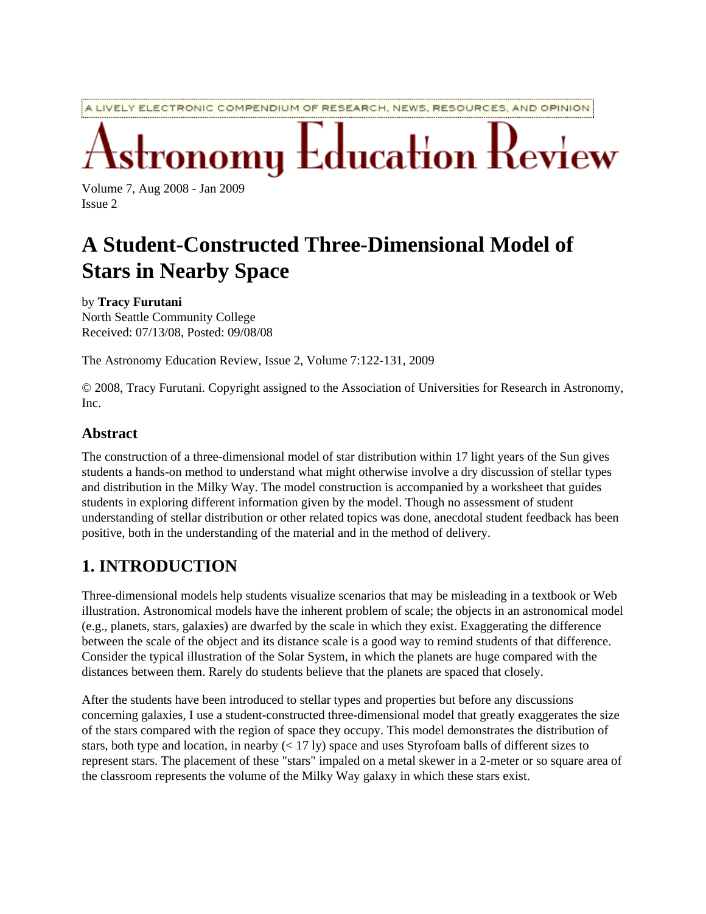A LIVELY ELECTRONIC COMPENDIUM OF RESEARCH, NEWS, RESOURCES, AND OPINION

# Astronomy Education Review

Volume 7, Aug 2008 - Jan 2009
Issue 2

# A Student-Constructed Three-Dimensional Model of Stars in Nearby Space

by **Tracy Furutani**
North Seattle Community College
Received: 07/13/08, Posted: 09/08/08

The Astronomy Education Review, Issue 2, Volume 7:122-131, 2009

© 2008, Tracy Furutani. Copyright assigned to the Association of Universities for Research in Astronomy, Inc.

## Abstract

The construction of a three-dimensional model of star distribution within 17 light years of the Sun gives students a hands-on method to understand what might otherwise involve a dry discussion of stellar types and distribution in the Milky Way. The model construction is accompanied by a worksheet that guides students in exploring different information given by the model. Though no assessment of student understanding of stellar distribution or other related topics was done, anecdotal student feedback has been positive, both in the understanding of the material and in the method of delivery.

## 1. INTRODUCTION

Three-dimensional models help students visualize scenarios that may be misleading in a textbook or Web illustration. Astronomical models have the inherent problem of scale; the objects in an astronomical model (e.g., planets, stars, galaxies) are dwarfed by the scale in which they exist. Exaggerating the difference between the scale of the object and its distance scale is a good way to remind students of that difference. Consider the typical illustration of the Solar System, in which the planets are huge compared with the distances between them. Rarely do students believe that the planets are spaced that closely.

After the students have been introduced to stellar types and properties but before any discussions concerning galaxies, I use a student-constructed three-dimensional model that greatly exaggerates the size of the stars compared with the region of space they occupy. This model demonstrates the distribution of stars, both type and location, in nearby (< 17 ly) space and uses Styrofoam balls of different sizes to represent stars. The placement of these "stars" impaled on a metal skewer in a 2-meter or so square area of the classroom represents the volume of the Milky Way galaxy in which these stars exist.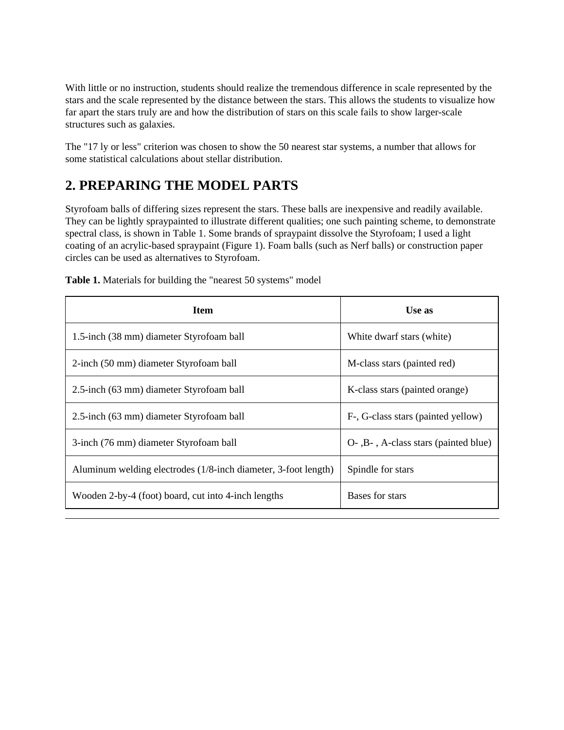With little or no instruction, students should realize the tremendous difference in scale represented by the stars and the scale represented by the distance between the stars. This allows the students to visualize how far apart the stars truly are and how the distribution of stars on this scale fails to show larger-scale structures such as galaxies.

The "17 ly or less" criterion was chosen to show the 50 nearest star systems, a number that allows for some statistical calculations about stellar distribution.

## 2. PREPARING THE MODEL PARTS

Styrofoam balls of differing sizes represent the stars. These balls are inexpensive and readily available. They can be lightly spraypainted to illustrate different qualities; one such painting scheme, to demonstrate spectral class, is shown in Table 1. Some brands of spraypaint dissolve the Styrofoam; I used a light coating of an acrylic-based spraypaint (Figure 1). Foam balls (such as Nerf balls) or construction paper circles can be used as alternatives to Styrofoam.

**Table 1.** Materials for building the "nearest 50 systems" model

| Item | Use as |
|---|---|
| 1.5-inch (38 mm) diameter Styrofoam ball | White dwarf stars (white) |
| 2-inch (50 mm) diameter Styrofoam ball | M-class stars (painted red) |
| 2.5-inch (63 mm) diameter Styrofoam ball | K-class stars (painted orange) |
| 2.5-inch (63 mm) diameter Styrofoam ball | F-, G-class stars (painted yellow) |
| 3-inch (76 mm) diameter Styrofoam ball | O- ,B- , A-class stars (painted blue) |
| Aluminum welding electrodes (1/8-inch diameter, 3-foot length) | Spindle for stars |
| Wooden 2-by-4 (foot) board, cut into 4-inch lengths | Bases for stars |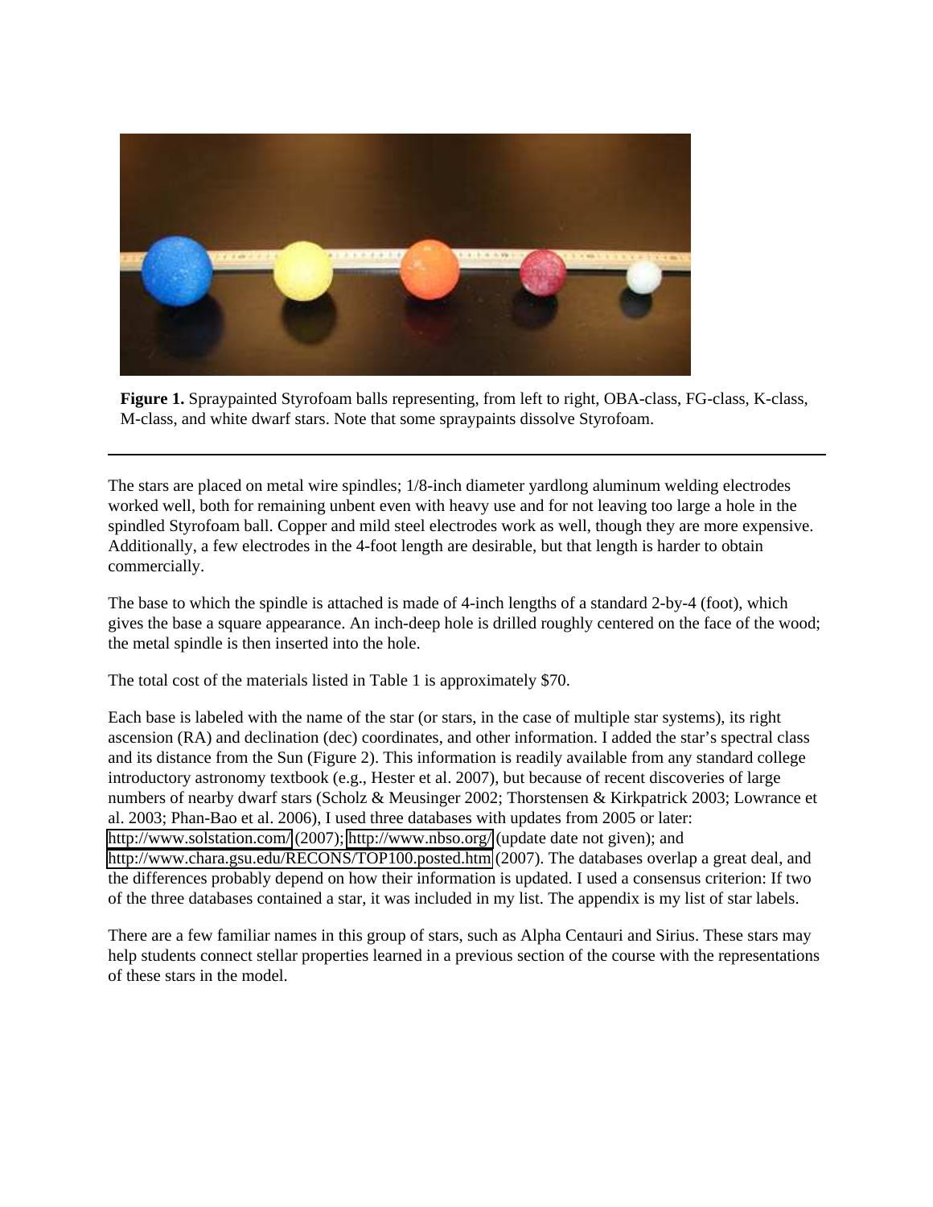**Figure 1.** Spraypainted Styrofoam balls representing, from left to right, OBA-class, FG-class, K-class, M-class, and white dwarf stars. Note that some spraypaints dissolve Styrofoam.

---

The stars are placed on metal wire spindles; 1/8-inch diameter yardlong aluminum welding electrodes worked well, both for remaining unbent even with heavy use and for not leaving too large a hole in the spindled Styrofoam ball. Copper and mild steel electrodes work as well, though they are more expensive. Additionally, a few electrodes in the 4-foot length are desirable, but that length is harder to obtain commercially.

The base to which the spindle is attached is made of 4-inch lengths of a standard 2-by-4 (foot), which gives the base a square appearance. An inch-deep hole is drilled roughly centered on the face of the wood; the metal spindle is then inserted into the hole.

The total cost of the materials listed in Table 1 is approximately $70.

Each base is labeled with the name of the star (or stars, in the case of multiple star systems), its right ascension (RA) and declination (dec) coordinates, and other information. I added the star's spectral class and its distance from the Sun (Figure 2). This information is readily available from any standard college introductory astronomy textbook (e.g., Hester et al. 2007), but because of recent discoveries of large numbers of nearby dwarf stars (Scholz & Meusinger 2002; Thorstensen & Kirkpatrick 2003; Lowrance et al. 2003; Phan-Bao et al. 2006), I used three databases with updates from 2005 or later: http://www.solstation.com/ (2007); http://www.nbso.org/ (update date not given); and http://www.chara.gsu.edu/RECONS/TOP100.posted.htm (2007). The databases overlap a great deal, and the differences probably depend on how their information is updated. I used a consensus criterion: If two of the three databases contained a star, it was included in my list. The appendix is my list of star labels.

There are a few familiar names in this group of stars, such as Alpha Centauri and Sirius. These stars may help students connect stellar properties learned in a previous section of the course with the representations of these stars in the model.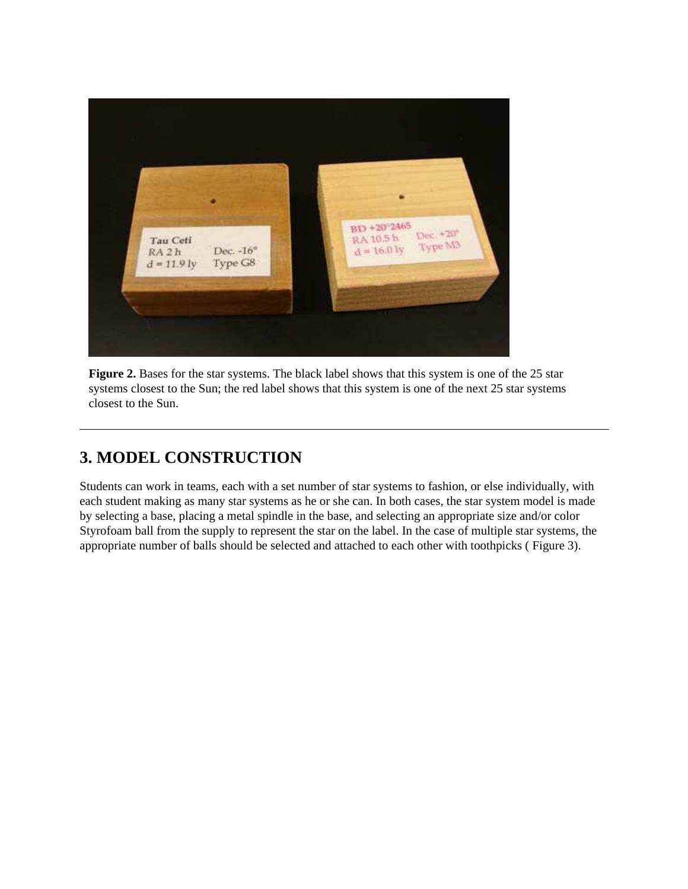**Figure 2.** Bases for the star systems. The black label shows that this system is one of the 25 star systems closest to the Sun; the red label shows that this system is one of the next 25 star systems closest to the Sun.

---

## 3. MODEL CONSTRUCTION

Students can work in teams, each with a set number of star systems to fashion, or else individually, with each student making as many star systems as he or she can. In both cases, the star system model is made by selecting a base, placing a metal spindle in the base, and selecting an appropriate size and/or color Styrofoam ball from the supply to represent the star on the label. In the case of multiple star systems, the appropriate number of balls should be selected and attached to each other with toothpicks ( Figure 3).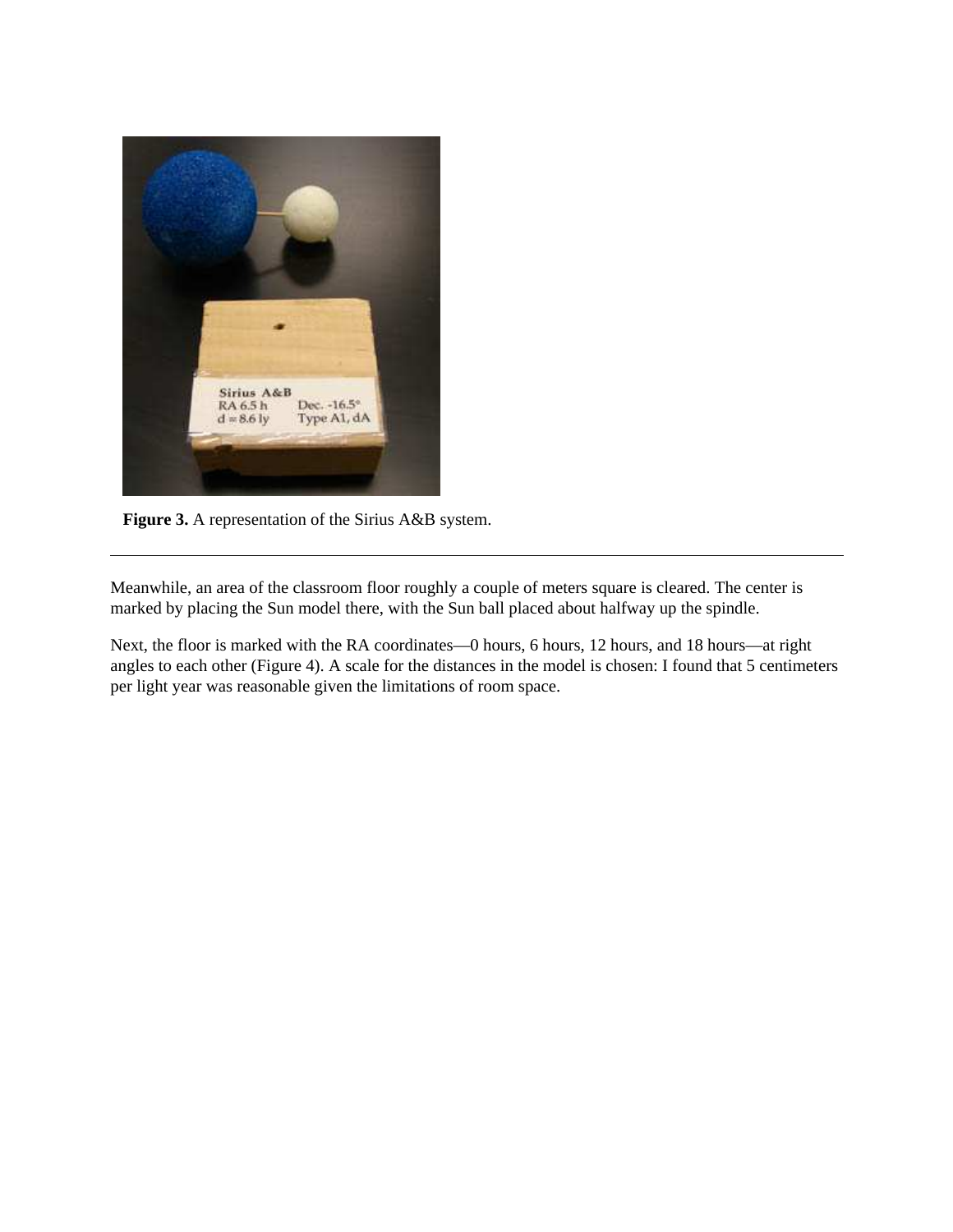**Figure 3.** A representation of the Sirius A&B system.

---

Meanwhile, an area of the classroom floor roughly a couple of meters square is cleared. The center is marked by placing the Sun model there, with the Sun ball placed about halfway up the spindle.

Next, the floor is marked with the RA coordinates—0 hours, 6 hours, 12 hours, and 18 hours—at right angles to each other (Figure 4). A scale for the distances in the model is chosen: I found that 5 centimeters per light year was reasonable given the limitations of room space.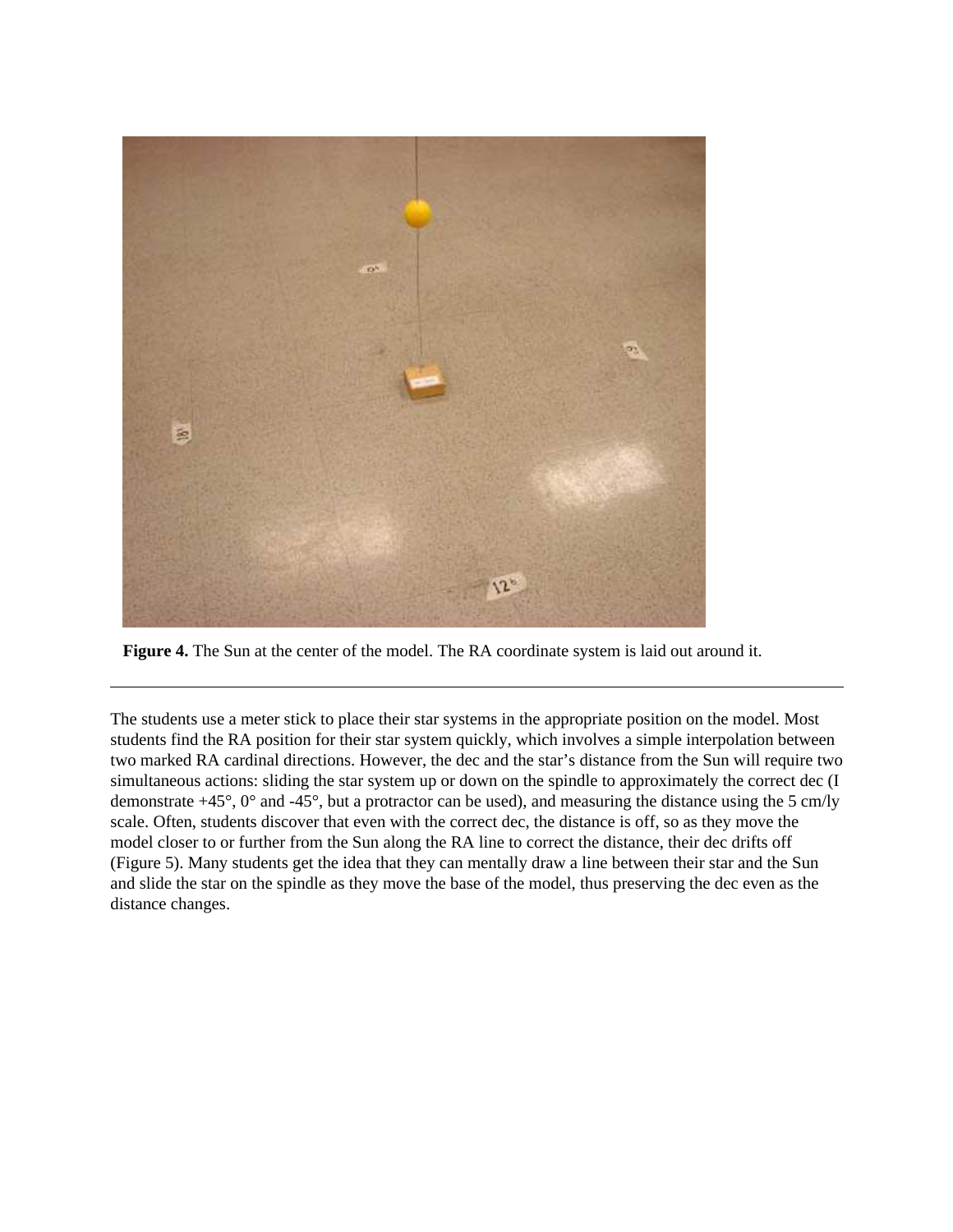**Figure 4.** The Sun at the center of the model. The RA coordinate system is laid out around it.

---

The students use a meter stick to place their star systems in the appropriate position on the model. Most students find the RA position for their star system quickly, which involves a simple interpolation between two marked RA cardinal directions. However, the dec and the star's distance from the Sun will require two simultaneous actions: sliding the star system up or down on the spindle to approximately the correct dec (I demonstrate +45°, 0° and -45°, but a protractor can be used), and measuring the distance using the 5 cm/ly scale. Often, students discover that even with the correct dec, the distance is off, so as they move the model closer to or further from the Sun along the RA line to correct the distance, their dec drifts off (Figure 5). Many students get the idea that they can mentally draw a line between their star and the Sun and slide the star on the spindle as they move the base of the model, thus preserving the dec even as the distance changes.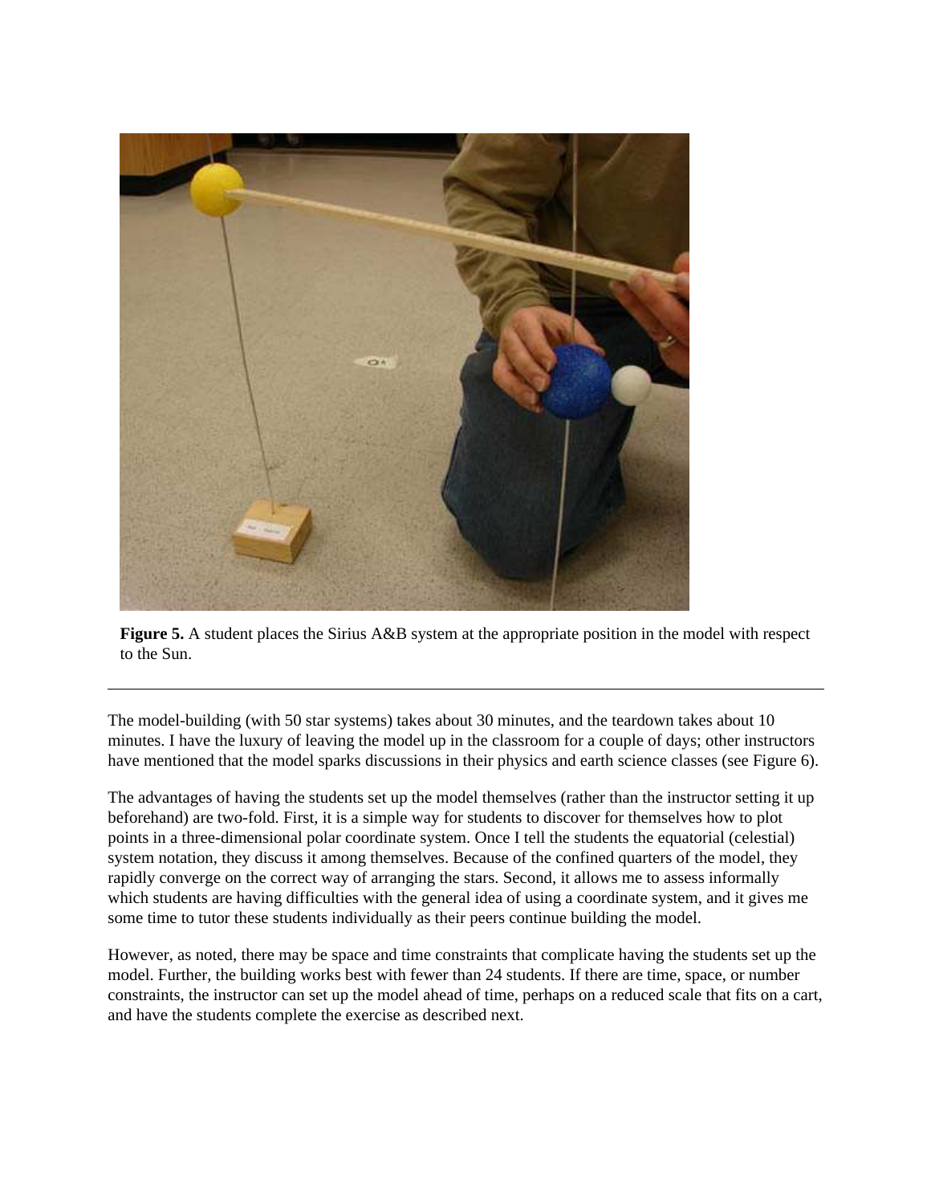**Figure 5.** A student places the Sirius A&B system at the appropriate position in the model with respect to the Sun.

---

The model-building (with 50 star systems) takes about 30 minutes, and the teardown takes about 10 minutes. I have the luxury of leaving the model up in the classroom for a couple of days; other instructors have mentioned that the model sparks discussions in their physics and earth science classes (see Figure 6).

The advantages of having the students set up the model themselves (rather than the instructor setting it up beforehand) are two-fold. First, it is a simple way for students to discover for themselves how to plot points in a three-dimensional polar coordinate system. Once I tell the students the equatorial (celestial) system notation, they discuss it among themselves. Because of the confined quarters of the model, they rapidly converge on the correct way of arranging the stars. Second, it allows me to assess informally which students are having difficulties with the general idea of using a coordinate system, and it gives me some time to tutor these students individually as their peers continue building the model.

However, as noted, there may be space and time constraints that complicate having the students set up the model. Further, the building works best with fewer than 24 students. If there are time, space, or number constraints, the instructor can set up the model ahead of time, perhaps on a reduced scale that fits on a cart, and have the students complete the exercise as described next.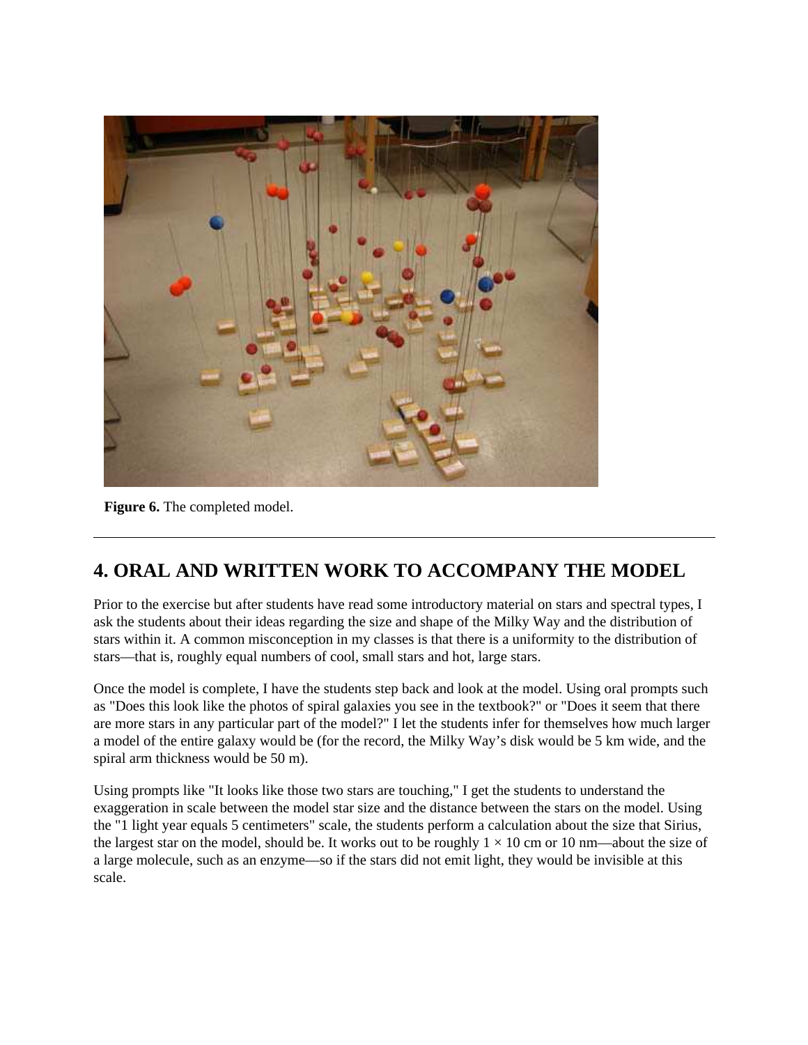**Figure 6.** The completed model.

---

## 4. ORAL AND WRITTEN WORK TO ACCOMPANY THE MODEL

Prior to the exercise but after students have read some introductory material on stars and spectral types, I ask the students about their ideas regarding the size and shape of the Milky Way and the distribution of stars within it. A common misconception in my classes is that there is a uniformity to the distribution of stars—that is, roughly equal numbers of cool, small stars and hot, large stars.

Once the model is complete, I have the students step back and look at the model. Using oral prompts such as "Does this look like the photos of spiral galaxies you see in the textbook?" or "Does it seem that there are more stars in any particular part of the model?" I let the students infer for themselves how much larger a model of the entire galaxy would be (for the record, the Milky Way's disk would be 5 km wide, and the spiral arm thickness would be 50 m).

Using prompts like "It looks like those two stars are touching," I get the students to understand the exaggeration in scale between the model star size and the distance between the stars on the model. Using the "1 light year equals 5 centimeters" scale, the students perform a calculation about the size that Sirius, the largest star on the model, should be. It works out to be roughly $1 \times 10$ cm or 10 nm—about the size of a large molecule, such as an enzyme—so if the stars did not emit light, they would be invisible at this scale.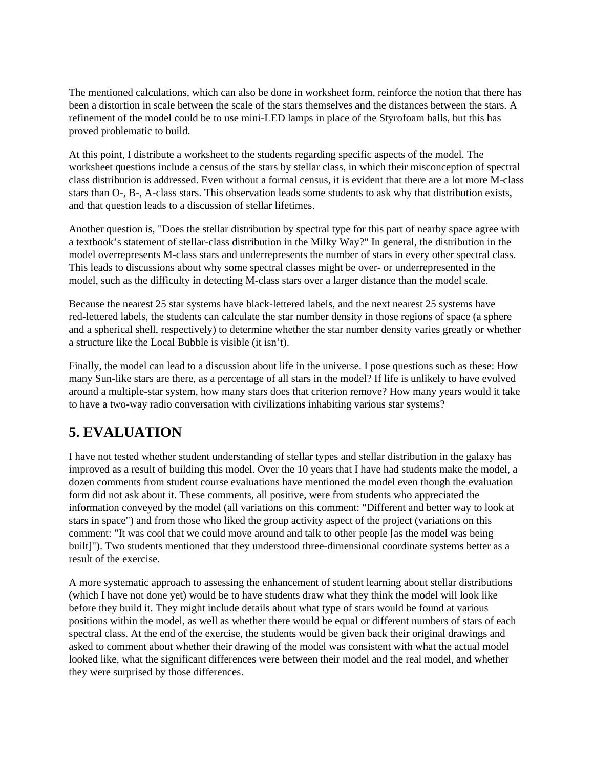The mentioned calculations, which can also be done in worksheet form, reinforce the notion that there has been a distortion in scale between the scale of the stars themselves and the distances between the stars. A refinement of the model could be to use mini-LED lamps in place of the Styrofoam balls, but this has proved problematic to build.

At this point, I distribute a worksheet to the students regarding specific aspects of the model. The worksheet questions include a census of the stars by stellar class, in which their misconception of spectral class distribution is addressed. Even without a formal census, it is evident that there are a lot more M-class stars than O-, B-, A-class stars. This observation leads some students to ask why that distribution exists, and that question leads to a discussion of stellar lifetimes.

Another question is, "Does the stellar distribution by spectral type for this part of nearby space agree with a textbook's statement of stellar-class distribution in the Milky Way?" In general, the distribution in the model overrepresents M-class stars and underrepresents the number of stars in every other spectral class. This leads to discussions about why some spectral classes might be over- or underrepresented in the model, such as the difficulty in detecting M-class stars over a larger distance than the model scale.

Because the nearest 25 star systems have black-lettered labels, and the next nearest 25 systems have red-lettered labels, the students can calculate the star number density in those regions of space (a sphere and a spherical shell, respectively) to determine whether the star number density varies greatly or whether a structure like the Local Bubble is visible (it isn't).

Finally, the model can lead to a discussion about life in the universe. I pose questions such as these: How many Sun-like stars are there, as a percentage of all stars in the model? If life is unlikely to have evolved around a multiple-star system, how many stars does that criterion remove? How many years would it take to have a two-way radio conversation with civilizations inhabiting various star systems?

## 5. EVALUATION

I have not tested whether student understanding of stellar types and stellar distribution in the galaxy has improved as a result of building this model. Over the 10 years that I have had students make the model, a dozen comments from student course evaluations have mentioned the model even though the evaluation form did not ask about it. These comments, all positive, were from students who appreciated the information conveyed by the model (all variations on this comment: "Different and better way to look at stars in space") and from those who liked the group activity aspect of the project (variations on this comment: "It was cool that we could move around and talk to other people [as the model was being built]"). Two students mentioned that they understood three-dimensional coordinate systems better as a result of the exercise.

A more systematic approach to assessing the enhancement of student learning about stellar distributions (which I have not done yet) would be to have students draw what they think the model will look like before they build it. They might include details about what type of stars would be found at various positions within the model, as well as whether there would be equal or different numbers of stars of each spectral class. At the end of the exercise, the students would be given back their original drawings and asked to comment about whether their drawing of the model was consistent with what the actual model looked like, what the significant differences were between their model and the real model, and whether they were surprised by those differences.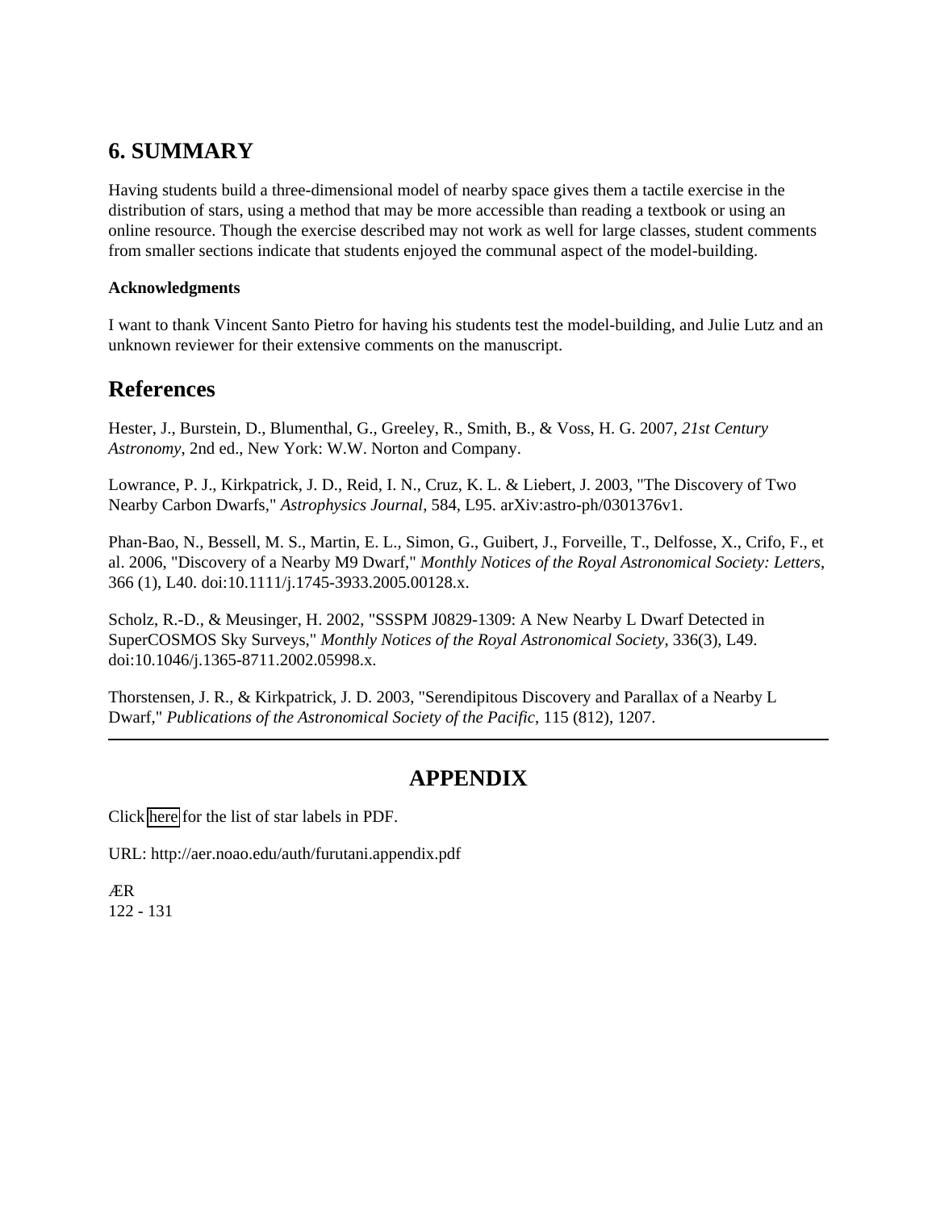## 6. SUMMARY

Having students build a three-dimensional model of nearby space gives them a tactile exercise in the distribution of stars, using a method that may be more accessible than reading a textbook or using an online resource. Though the exercise described may not work as well for large classes, student comments from smaller sections indicate that students enjoyed the communal aspect of the model-building.

**Acknowledgments**

I want to thank Vincent Santo Pietro for having his students test the model-building, and Julie Lutz and an unknown reviewer for their extensive comments on the manuscript.

## References

Hester, J., Burstein, D., Blumenthal, G., Greeley, R., Smith, B., & Voss, H. G. 2007, *21st Century Astronomy*, 2nd ed., New York: W.W. Norton and Company.

Lowrance, P. J., Kirkpatrick, J. D., Reid, I. N., Cruz, K. L. & Liebert, J. 2003, "The Discovery of Two Nearby Carbon Dwarfs," *Astrophysics Journal*, 584, L95. arXiv:astro-ph/0301376v1.

Phan-Bao, N., Bessell, M. S., Martin, E. L., Simon, G., Guibert, J., Forveille, T., Delfosse, X., Crifo, F., et al. 2006, "Discovery of a Nearby M9 Dwarf," *Monthly Notices of the Royal Astronomical Society: Letters*, 366 (1), L40. doi:10.1111/j.1745-3933.2005.00128.x.

Scholz, R.-D., & Meusinger, H. 2002, "SSSPM J0829-1309: A New Nearby L Dwarf Detected in SuperCOSMOS Sky Surveys," *Monthly Notices of the Royal Astronomical Society*, 336(3), L49. doi:10.1046/j.1365-8711.2002.05998.x.

Thorstensen, J. R., & Kirkpatrick, J. D. 2003, "Serendipitous Discovery and Parallax of a Nearby L Dwarf," *Publications of the Astronomical Society of the Pacific*, 115 (812), 1207.

---

## APPENDIX

Click here for the list of star labels in PDF.

URL: http://aer.noao.edu/auth/furutani.appendix.pdf